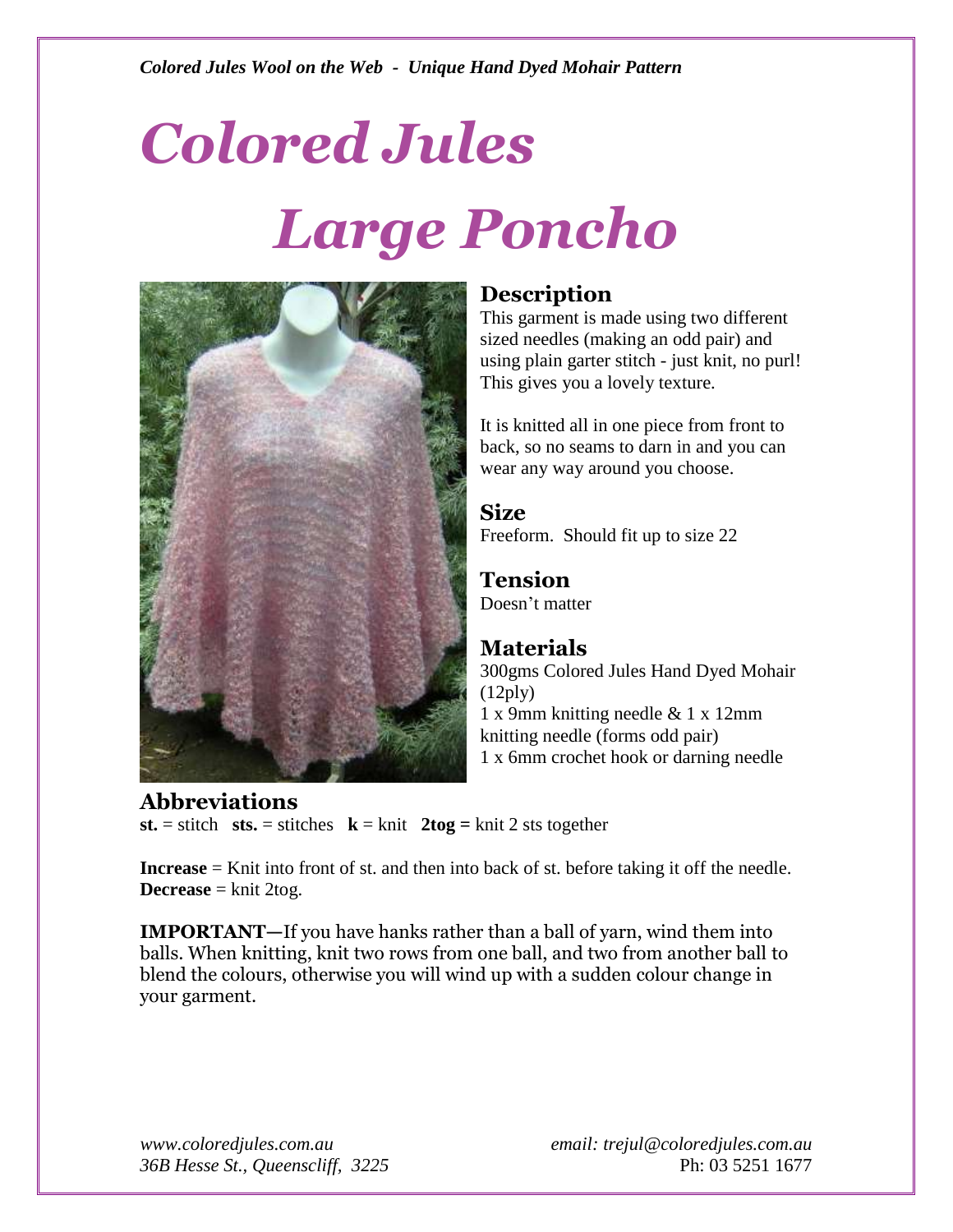*Colored Jules Wool on the Web - Unique Hand Dyed Mohair Pattern*

# *Colored Jules*

# *Large Poncho*

## Description

This garment is made using two different sized needles (making an odd pair) and using plain garter stitch - just knit, no purl! This gives you a lovely texture.

It is knitted all in one piece from front to back, so no seams to darn in and you can wear any way around you choose.

## Size

Freeform. Should fit up to size 22

## Tension

Doesn't matter

## Materials

300gms Colored Jules Hand Dyed Mohair (12ply)
1 x 9mm knitting needle & 1 x 12mm knitting needle (forms odd pair)
1 x 6mm crochet hook or darning needle

## Abbreviations

**st.** = stitch **sts.** = stitches **k** = knit **2tog =** knit 2 sts together

**Increase** = Knit into front of st. and then into back of st. before taking it off the needle.
**Decrease** = knit 2tog.

**IMPORTANT—**If you have hanks rather than a ball of yarn, wind them into balls. When knitting, knit two rows from one ball, and two from another ball to blend the colours, otherwise you will wind up with a sudden colour change in your garment.

*www.coloredjules.com.au* *email: trejul@coloredjules.com.au*
*36B Hesse St., Queenscliff, 3225* Ph: 03 5251 1677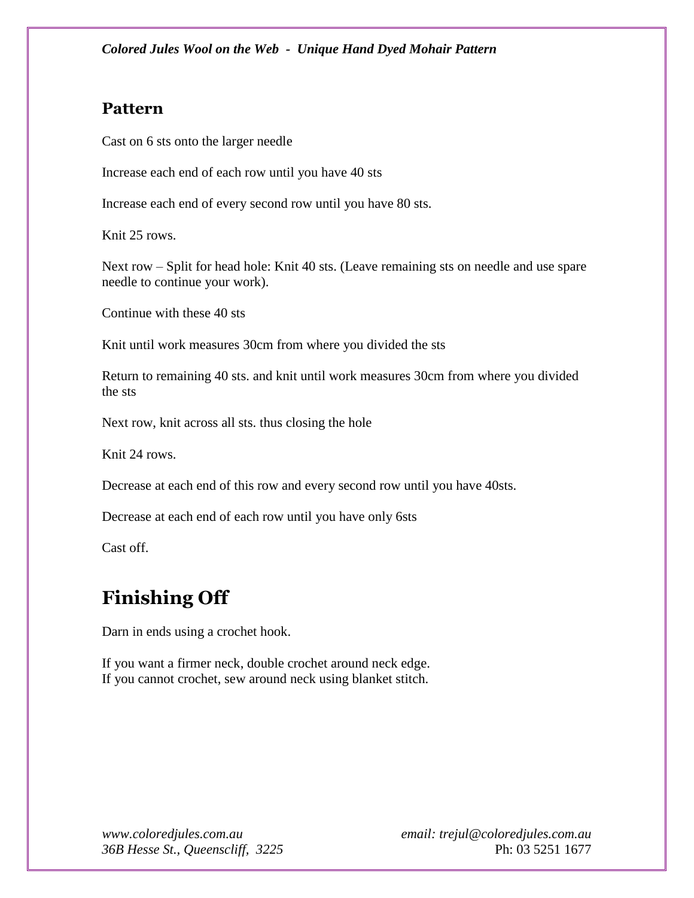## Pattern

Cast on 6 sts onto the larger needle

Increase each end of each row until you have 40 sts

Increase each end of every second row until you have 80 sts.

Knit 25 rows.

Next row – Split for head hole: Knit 40 sts. (Leave remaining sts on needle and use spare needle to continue your work).

Continue with these 40 sts

Knit until work measures 30cm from where you divided the sts

Return to remaining 40 sts. and knit until work measures 30cm from where you divided the sts

Next row, knit across all sts. thus closing the hole

Knit 24 rows.

Decrease at each end of this row and every second row until you have 40sts.

Decrease at each end of each row until you have only 6sts

Cast off.

# Finishing Off

Darn in ends using a crochet hook.

If you want a firmer neck, double crochet around neck edge.
If you cannot crochet, sew around neck using blanket stitch.

*www.coloredjules.com.au* *email: trejul@coloredjules.com.au*
*36B Hesse St., Queenscliff, 3225* Ph: 03 5251 1677